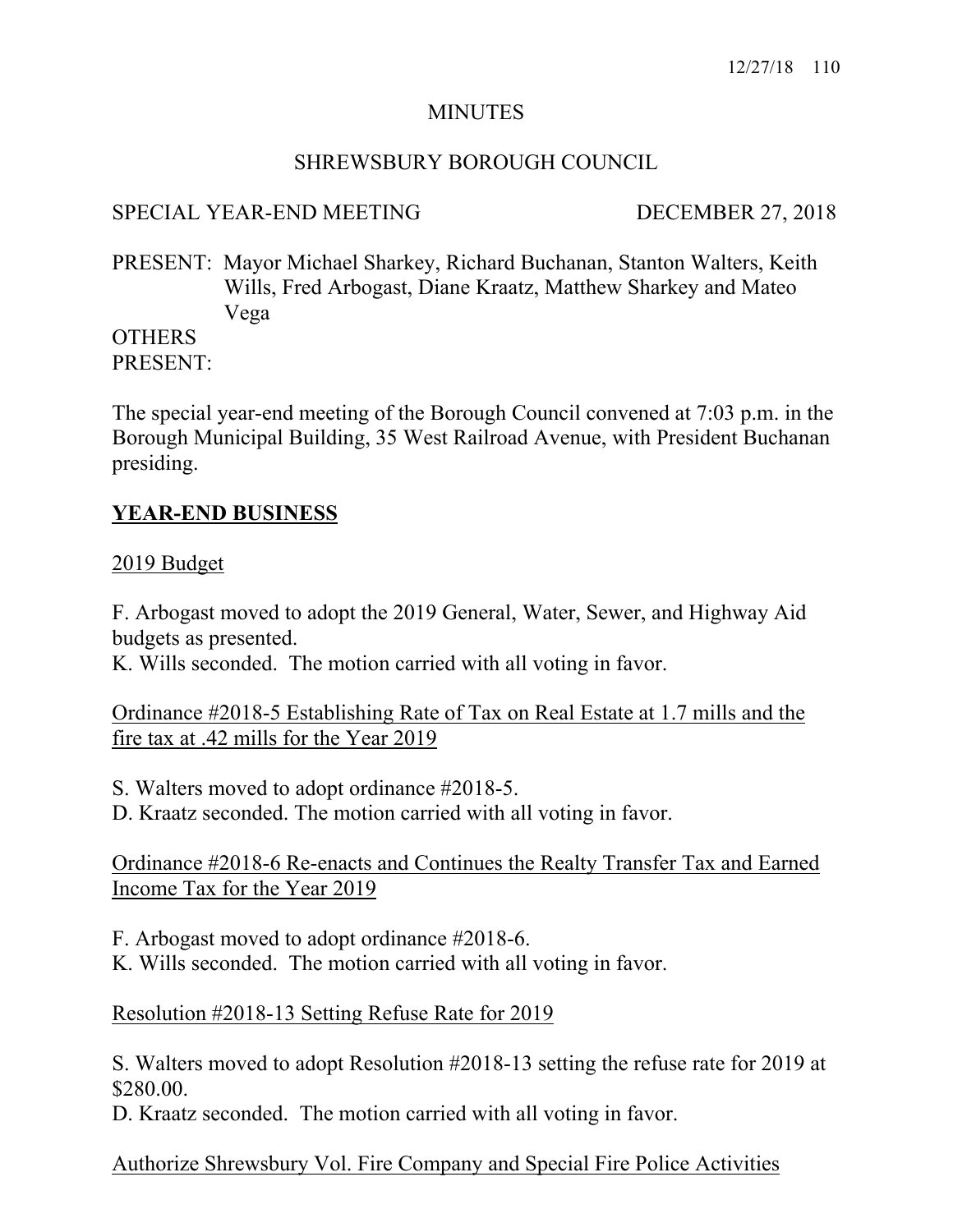# MINUTES

## SHREWSBURY BOROUGH COUNCIL

SPECIAL YEAR-END MEETING DECEMBER 27, 2018

PRESENT: Mayor Michael Sharkey, Richard Buchanan, Stanton Walters, Keith Wills, Fred Arbogast, Diane Kraatz, Matthew Sharkey and Mateo Vega

OTHERS PRESENT:

The special year-end meeting of the Borough Council convened at 7:03 p.m. in the Borough Municipal Building, 35 West Railroad Avenue, with President Buchanan presiding.

## **YEAR-END BUSINESS**

2019 Budget

F. Arbogast moved to adopt the 2019 General, Water, Sewer, and Highway Aid budgets as presented.
K. Wills seconded. The motion carried with all voting in favor.

Ordinance #2018-5 Establishing Rate of Tax on Real Estate at 1.7 mills and the fire tax at .42 mills for the Year 2019

S. Walters moved to adopt ordinance #2018-5.
D. Kraatz seconded. The motion carried with all voting in favor.

Ordinance #2018-6 Re-enacts and Continues the Realty Transfer Tax and Earned Income Tax for the Year 2019

F. Arbogast moved to adopt ordinance #2018-6.
K. Wills seconded. The motion carried with all voting in favor.

Resolution #2018-13 Setting Refuse Rate for 2019

S. Walters moved to adopt Resolution #2018-13 setting the refuse rate for 2019 at $280.00.
D. Kraatz seconded. The motion carried with all voting in favor.

Authorize Shrewsbury Vol. Fire Company and Special Fire Police Activities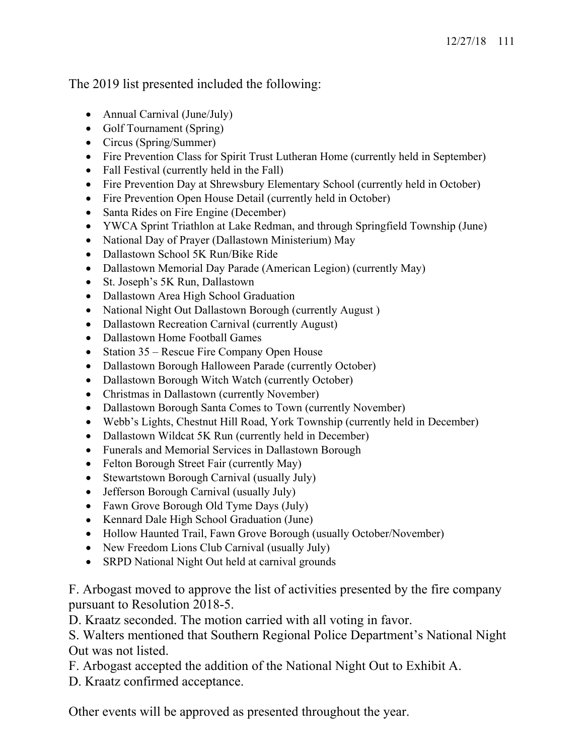The 2019 list presented included the following:

- Annual Carnival (June/July)
- Golf Tournament (Spring)
- Circus (Spring/Summer)
- Fire Prevention Class for Spirit Trust Lutheran Home (currently held in September)
- Fall Festival (currently held in the Fall)
- Fire Prevention Day at Shrewsbury Elementary School (currently held in October)
- Fire Prevention Open House Detail (currently held in October)
- Santa Rides on Fire Engine (December)
- YWCA Sprint Triathlon at Lake Redman, and through Springfield Township (June)
- National Day of Prayer (Dallastown Ministerium) May
- Dallastown School 5K Run/Bike Ride
- Dallastown Memorial Day Parade (American Legion) (currently May)
- St. Joseph's 5K Run, Dallastown
- Dallastown Area High School Graduation
- National Night Out Dallastown Borough (currently August )
- Dallastown Recreation Carnival (currently August)
- Dallastown Home Football Games
- Station 35 – Rescue Fire Company Open House
- Dallastown Borough Halloween Parade (currently October)
- Dallastown Borough Witch Watch (currently October)
- Christmas in Dallastown (currently November)
- Dallastown Borough Santa Comes to Town (currently November)
- Webb's Lights, Chestnut Hill Road, York Township (currently held in December)
- Dallastown Wildcat 5K Run (currently held in December)
- Funerals and Memorial Services in Dallastown Borough
- Felton Borough Street Fair (currently May)
- Stewartstown Borough Carnival (usually July)
- Jefferson Borough Carnival (usually July)
- Fawn Grove Borough Old Tyme Days (July)
- Kennard Dale High School Graduation (June)
- Hollow Haunted Trail, Fawn Grove Borough (usually October/November)
- New Freedom Lions Club Carnival (usually July)
- SRPD National Night Out held at carnival grounds

F. Arbogast moved to approve the list of activities presented by the fire company pursuant to Resolution 2018-5.
D. Kraatz seconded. The motion carried with all voting in favor.
S. Walters mentioned that Southern Regional Police Department's National Night Out was not listed.
F. Arbogast accepted the addition of the National Night Out to Exhibit A.
D. Kraatz confirmed acceptance.

Other events will be approved as presented throughout the year.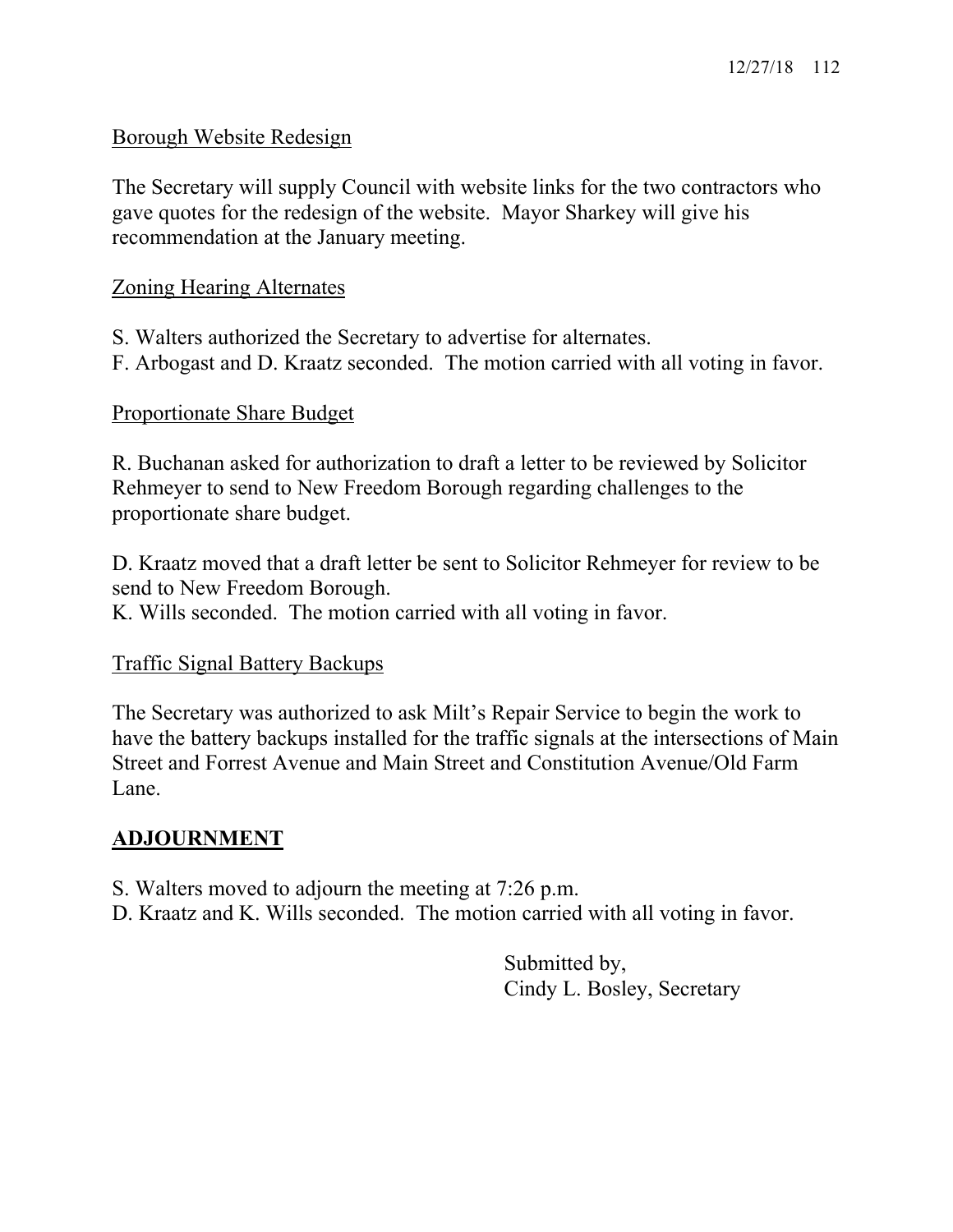Borough Website Redesign

The Secretary will supply Council with website links for the two contractors who gave quotes for the redesign of the website. Mayor Sharkey will give his recommendation at the January meeting.

Zoning Hearing Alternates

S. Walters authorized the Secretary to advertise for alternates.
F. Arbogast and D. Kraatz seconded. The motion carried with all voting in favor.

Proportionate Share Budget

R. Buchanan asked for authorization to draft a letter to be reviewed by Solicitor Rehmeyer to send to New Freedom Borough regarding challenges to the proportionate share budget.

D. Kraatz moved that a draft letter be sent to Solicitor Rehmeyer for review to be send to New Freedom Borough.
K. Wills seconded. The motion carried with all voting in favor.

Traffic Signal Battery Backups

The Secretary was authorized to ask Milt's Repair Service to begin the work to have the battery backups installed for the traffic signals at the intersections of Main Street and Forrest Avenue and Main Street and Constitution Avenue/Old Farm Lane.

## ADJOURNMENT

S. Walters moved to adjourn the meeting at 7:26 p.m.
D. Kraatz and K. Wills seconded. The motion carried with all voting in favor.

Submitted by,
Cindy L. Bosley, Secretary